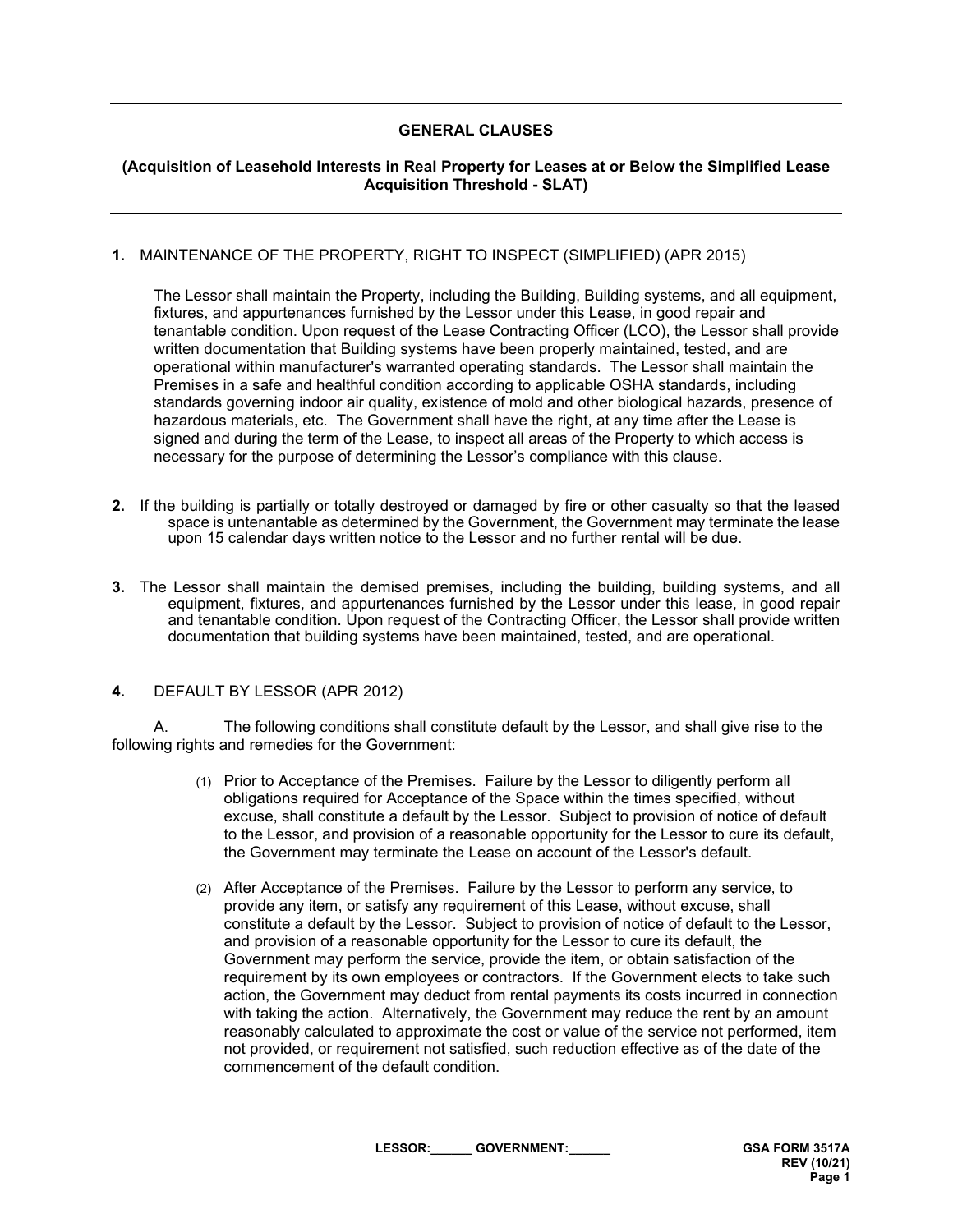## GENERAL CLAUSES

### (Acquisition of Leasehold Interests in Real Property for Leases at or Below the Simplified Lease Acquisition Threshold - SLAT)

**1.** MAINTENANCE OF THE PROPERTY, RIGHT TO INSPECT (SIMPLIFIED) (APR 2015)

The Lessor shall maintain the Property, including the Building, Building systems, and all equipment, fixtures, and appurtenances furnished by the Lessor under this Lease, in good repair and tenantable condition. Upon request of the Lease Contracting Officer (LCO), the Lessor shall provide written documentation that Building systems have been properly maintained, tested, and are operational within manufacturer's warranted operating standards. The Lessor shall maintain the Premises in a safe and healthful condition according to applicable OSHA standards, including standards governing indoor air quality, existence of mold and other biological hazards, presence of hazardous materials, etc. The Government shall have the right, at any time after the Lease is signed and during the term of the Lease, to inspect all areas of the Property to which access is necessary for the purpose of determining the Lessor's compliance with this clause.

**2.** If the building is partially or totally destroyed or damaged by fire or other casualty so that the leased space is untenantable as determined by the Government, the Government may terminate the lease upon 15 calendar days written notice to the Lessor and no further rental will be due.

**3.** The Lessor shall maintain the demised premises, including the building, building systems, and all equipment, fixtures, and appurtenances furnished by the Lessor under this lease, in good repair and tenantable condition. Upon request of the Contracting Officer, the Lessor shall provide written documentation that building systems have been maintained, tested, and are operational.

**4.** DEFAULT BY LESSOR (APR 2012)

A. The following conditions shall constitute default by the Lessor, and shall give rise to the following rights and remedies for the Government:

(1) Prior to Acceptance of the Premises. Failure by the Lessor to diligently perform all obligations required for Acceptance of the Space within the times specified, without excuse, shall constitute a default by the Lessor. Subject to provision of notice of default to the Lessor, and provision of a reasonable opportunity for the Lessor to cure its default, the Government may terminate the Lease on account of the Lessor's default.

(2) After Acceptance of the Premises. Failure by the Lessor to perform any service, to provide any item, or satisfy any requirement of this Lease, without excuse, shall constitute a default by the Lessor. Subject to provision of notice of default to the Lessor, and provision of a reasonable opportunity for the Lessor to cure its default, the Government may perform the service, provide the item, or obtain satisfaction of the requirement by its own employees or contractors. If the Government elects to take such action, the Government may deduct from rental payments its costs incurred in connection with taking the action. Alternatively, the Government may reduce the rent by an amount reasonably calculated to approximate the cost or value of the service not performed, item not provided, or requirement not satisfied, such reduction effective as of the date of the commencement of the default condition.

LESSOR:______ GOVERNMENT:______

GSA FORM 3517A REV (10/21)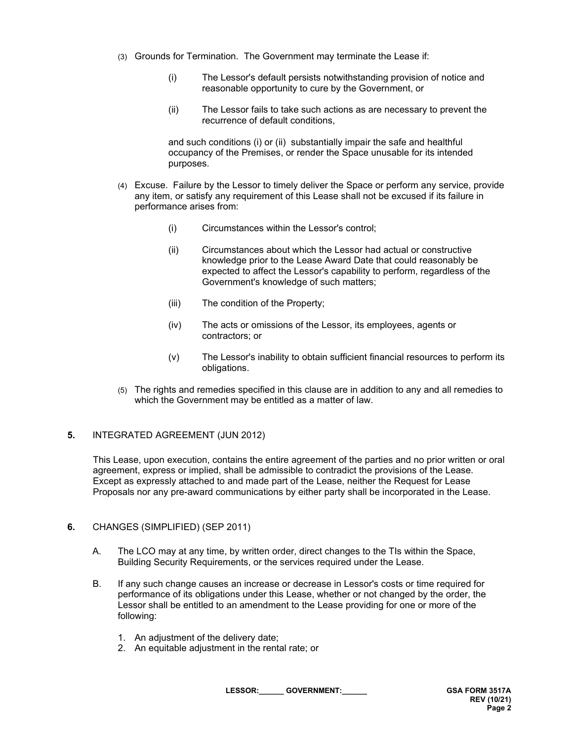(3) Grounds for Termination. The Government may terminate the Lease if:

   (i) The Lessor's default persists notwithstanding provision of notice and reasonable opportunity to cure by the Government, or

   (ii) The Lessor fails to take such actions as are necessary to prevent the recurrence of default conditions,

   and such conditions (i) or (ii) substantially impair the safe and healthful occupancy of the Premises, or render the Space unusable for its intended purposes.

(4) Excuse. Failure by the Lessor to timely deliver the Space or perform any service, provide any item, or satisfy any requirement of this Lease shall not be excused if its failure in performance arises from:

   (i) Circumstances within the Lessor's control;

   (ii) Circumstances about which the Lessor had actual or constructive knowledge prior to the Lease Award Date that could reasonably be expected to affect the Lessor's capability to perform, regardless of the Government's knowledge of such matters;

   (iii) The condition of the Property;

   (iv) The acts or omissions of the Lessor, its employees, agents or contractors; or

   (v) The Lessor's inability to obtain sufficient financial resources to perform its obligations.

(5) The rights and remedies specified in this clause are in addition to any and all remedies to which the Government may be entitled as a matter of law.

## 5. INTEGRATED AGREEMENT (JUN 2012)

This Lease, upon execution, contains the entire agreement of the parties and no prior written or oral agreement, express or implied, shall be admissible to contradict the provisions of the Lease. Except as expressly attached to and made part of the Lease, neither the Request for Lease Proposals nor any pre-award communications by either party shall be incorporated in the Lease.

## 6. CHANGES (SIMPLIFIED) (SEP 2011)

A. The LCO may at any time, by written order, direct changes to the TIs within the Space, Building Security Requirements, or the services required under the Lease.

B. If any such change causes an increase or decrease in Lessor's costs or time required for performance of its obligations under this Lease, whether or not changed by the order, the Lessor shall be entitled to an amendment to the Lease providing for one or more of the following:

1. An adjustment of the delivery date;
2. An equitable adjustment in the rental rate; or

LESSOR:______ GOVERNMENT:______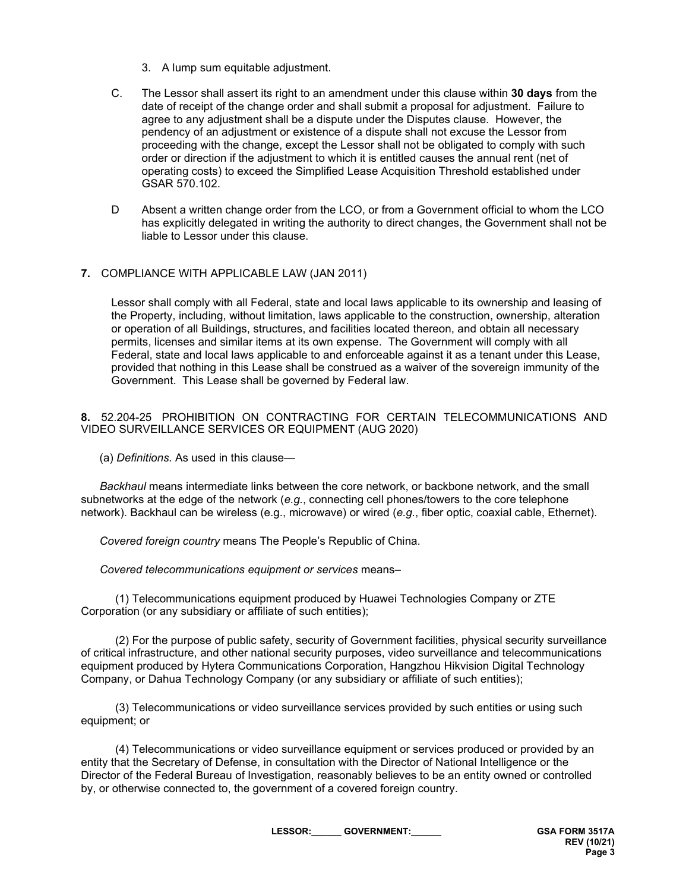3. A lump sum equitable adjustment.

C. The Lessor shall assert its right to an amendment under this clause within **30 days** from the date of receipt of the change order and shall submit a proposal for adjustment. Failure to agree to any adjustment shall be a dispute under the Disputes clause. However, the pendency of an adjustment or existence of a dispute shall not excuse the Lessor from proceeding with the change, except the Lessor shall not be obligated to comply with such order or direction if the adjustment to which it is entitled causes the annual rent (net of operating costs) to exceed the Simplified Lease Acquisition Threshold established under GSAR 570.102.

D Absent a written change order from the LCO, or from a Government official to whom the LCO has explicitly delegated in writing the authority to direct changes, the Government shall not be liable to Lessor under this clause.

**7.** COMPLIANCE WITH APPLICABLE LAW (JAN 2011)

Lessor shall comply with all Federal, state and local laws applicable to its ownership and leasing of the Property, including, without limitation, laws applicable to the construction, ownership, alteration or operation of all Buildings, structures, and facilities located thereon, and obtain all necessary permits, licenses and similar items at its own expense. The Government will comply with all Federal, state and local laws applicable to and enforceable against it as a tenant under this Lease, provided that nothing in this Lease shall be construed as a waiver of the sovereign immunity of the Government. This Lease shall be governed by Federal law.

**8.** 52.204-25 PROHIBITION ON CONTRACTING FOR CERTAIN TELECOMMUNICATIONS AND VIDEO SURVEILLANCE SERVICES OR EQUIPMENT (AUG 2020)

(a) *Definitions.* As used in this clause—

*Backhaul* means intermediate links between the core network, or backbone network, and the small subnetworks at the edge of the network (*e.g.*, connecting cell phones/towers to the core telephone network). Backhaul can be wireless (e.g., microwave) or wired (*e.g.*, fiber optic, coaxial cable, Ethernet).

*Covered foreign country* means The People's Republic of China.

*Covered telecommunications equipment or services* means–

(1) Telecommunications equipment produced by Huawei Technologies Company or ZTE Corporation (or any subsidiary or affiliate of such entities);

(2) For the purpose of public safety, security of Government facilities, physical security surveillance of critical infrastructure, and other national security purposes, video surveillance and telecommunications equipment produced by Hytera Communications Corporation, Hangzhou Hikvision Digital Technology Company, or Dahua Technology Company (or any subsidiary or affiliate of such entities);

(3) Telecommunications or video surveillance services provided by such entities or using such equipment; or

(4) Telecommunications or video surveillance equipment or services produced or provided by an entity that the Secretary of Defense, in consultation with the Director of National Intelligence or the Director of the Federal Bureau of Investigation, reasonably believes to be an entity owned or controlled by, or otherwise connected to, the government of a covered foreign country.

LESSOR:______ GOVERNMENT:______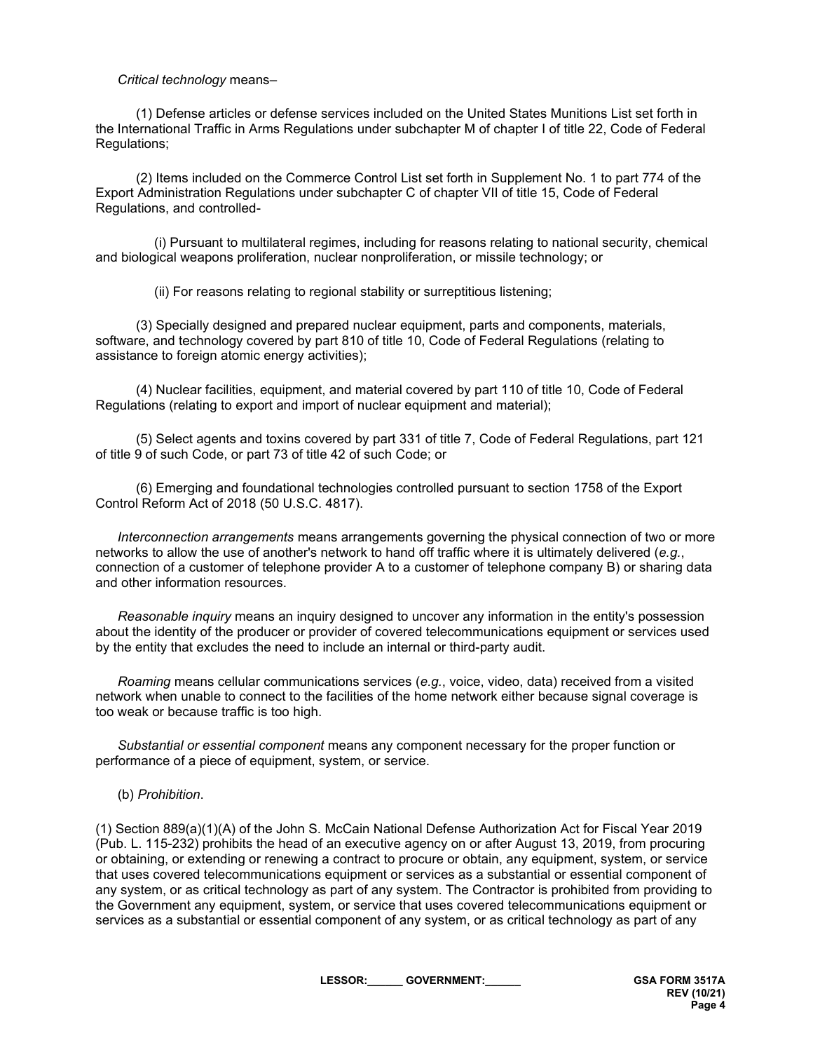*Critical technology* means–

(1) Defense articles or defense services included on the United States Munitions List set forth in the International Traffic in Arms Regulations under subchapter M of chapter I of title 22, Code of Federal Regulations;

(2) Items included on the Commerce Control List set forth in Supplement No. 1 to part 774 of the Export Administration Regulations under subchapter C of chapter VII of title 15, Code of Federal Regulations, and controlled-

(i) Pursuant to multilateral regimes, including for reasons relating to national security, chemical and biological weapons proliferation, nuclear nonproliferation, or missile technology; or

(ii) For reasons relating to regional stability or surreptitious listening;

(3) Specially designed and prepared nuclear equipment, parts and components, materials, software, and technology covered by part 810 of title 10, Code of Federal Regulations (relating to assistance to foreign atomic energy activities);

(4) Nuclear facilities, equipment, and material covered by part 110 of title 10, Code of Federal Regulations (relating to export and import of nuclear equipment and material);

(5) Select agents and toxins covered by part 331 of title 7, Code of Federal Regulations, part 121 of title 9 of such Code, or part 73 of title 42 of such Code; or

(6) Emerging and foundational technologies controlled pursuant to section 1758 of the Export Control Reform Act of 2018 (50 U.S.C. 4817).

*Interconnection arrangements* means arrangements governing the physical connection of two or more networks to allow the use of another's network to hand off traffic where it is ultimately delivered (*e.g.*, connection of a customer of telephone provider A to a customer of telephone company B) or sharing data and other information resources.

*Reasonable inquiry* means an inquiry designed to uncover any information in the entity's possession about the identity of the producer or provider of covered telecommunications equipment or services used by the entity that excludes the need to include an internal or third-party audit.

*Roaming* means cellular communications services (*e.g.*, voice, video, data) received from a visited network when unable to connect to the facilities of the home network either because signal coverage is too weak or because traffic is too high.

*Substantial or essential component* means any component necessary for the proper function or performance of a piece of equipment, system, or service.

(b) *Prohibition*.

(1) Section 889(a)(1)(A) of the John S. McCain National Defense Authorization Act for Fiscal Year 2019 (Pub. L. 115-232) prohibits the head of an executive agency on or after August 13, 2019, from procuring or obtaining, or extending or renewing a contract to procure or obtain, any equipment, system, or service that uses covered telecommunications equipment or services as a substantial or essential component of any system, or as critical technology as part of any system. The Contractor is prohibited from providing to the Government any equipment, system, or service that uses covered telecommunications equipment or services as a substantial or essential component of any system, or as critical technology as part of any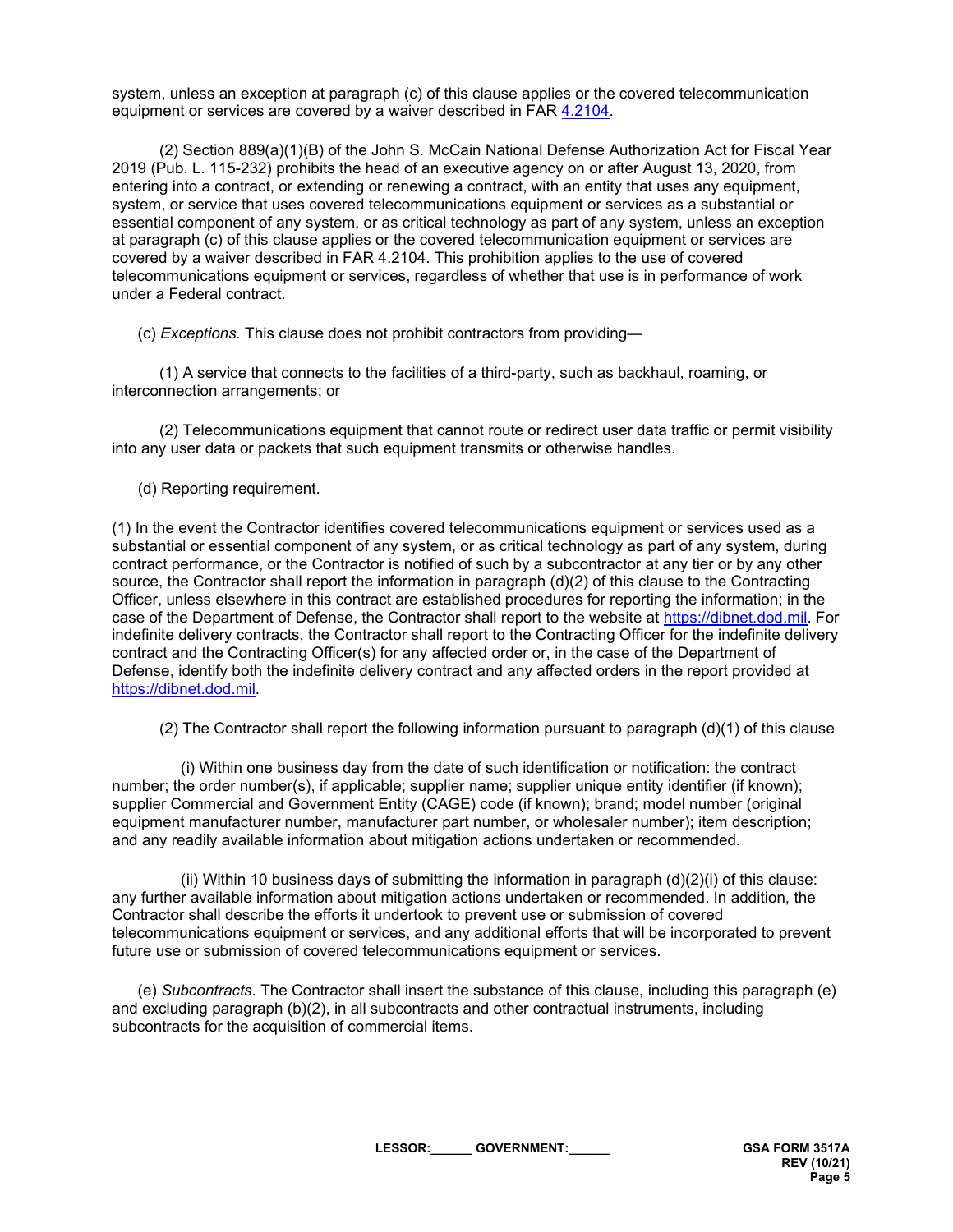system, unless an exception at paragraph (c) of this clause applies or the covered telecommunication equipment or services are covered by a waiver described in FAR [4.2104](https://www.acquisition.gov/far/4.2104).

(2) Section 889(a)(1)(B) of the John S. McCain National Defense Authorization Act for Fiscal Year 2019 (Pub. L. 115-232) prohibits the head of an executive agency on or after August 13, 2020, from entering into a contract, or extending or renewing a contract, with an entity that uses any equipment, system, or service that uses covered telecommunications equipment or services as a substantial or essential component of any system, or as critical technology as part of any system, unless an exception at paragraph (c) of this clause applies or the covered telecommunication equipment or services are covered by a waiver described in FAR 4.2104. This prohibition applies to the use of covered telecommunications equipment or services, regardless of whether that use is in performance of work under a Federal contract.

(c) *Exceptions.* This clause does not prohibit contractors from providing—

(1) A service that connects to the facilities of a third-party, such as backhaul, roaming, or interconnection arrangements; or

(2) Telecommunications equipment that cannot route or redirect user data traffic or permit visibility into any user data or packets that such equipment transmits or otherwise handles.

(d) Reporting requirement.

(1) In the event the Contractor identifies covered telecommunications equipment or services used as a substantial or essential component of any system, or as critical technology as part of any system, during contract performance, or the Contractor is notified of such by a subcontractor at any tier or by any other source, the Contractor shall report the information in paragraph (d)(2) of this clause to the Contracting Officer, unless elsewhere in this contract are established procedures for reporting the information; in the case of the Department of Defense, the Contractor shall report to the website at [https://dibnet.dod.mil](https://dibnet.dod.mil). For indefinite delivery contracts, the Contractor shall report to the Contracting Officer for the indefinite delivery contract and the Contracting Officer(s) for any affected order or, in the case of the Department of Defense, identify both the indefinite delivery contract and any affected orders in the report provided at [https://dibnet.dod.mil](https://dibnet.dod.mil).

(2) The Contractor shall report the following information pursuant to paragraph (d)(1) of this clause

(i) Within one business day from the date of such identification or notification: the contract number; the order number(s), if applicable; supplier name; supplier unique entity identifier (if known); supplier Commercial and Government Entity (CAGE) code (if known); brand; model number (original equipment manufacturer number, manufacturer part number, or wholesaler number); item description; and any readily available information about mitigation actions undertaken or recommended.

(ii) Within 10 business days of submitting the information in paragraph (d)(2)(i) of this clause: any further available information about mitigation actions undertaken or recommended. In addition, the Contractor shall describe the efforts it undertook to prevent use or submission of covered telecommunications equipment or services, and any additional efforts that will be incorporated to prevent future use or submission of covered telecommunications equipment or services.

(e) *Subcontracts.* The Contractor shall insert the substance of this clause, including this paragraph (e) and excluding paragraph (b)(2), in all subcontracts and other contractual instruments, including subcontracts for the acquisition of commercial items.

**LESSOR:______ GOVERNMENT:______**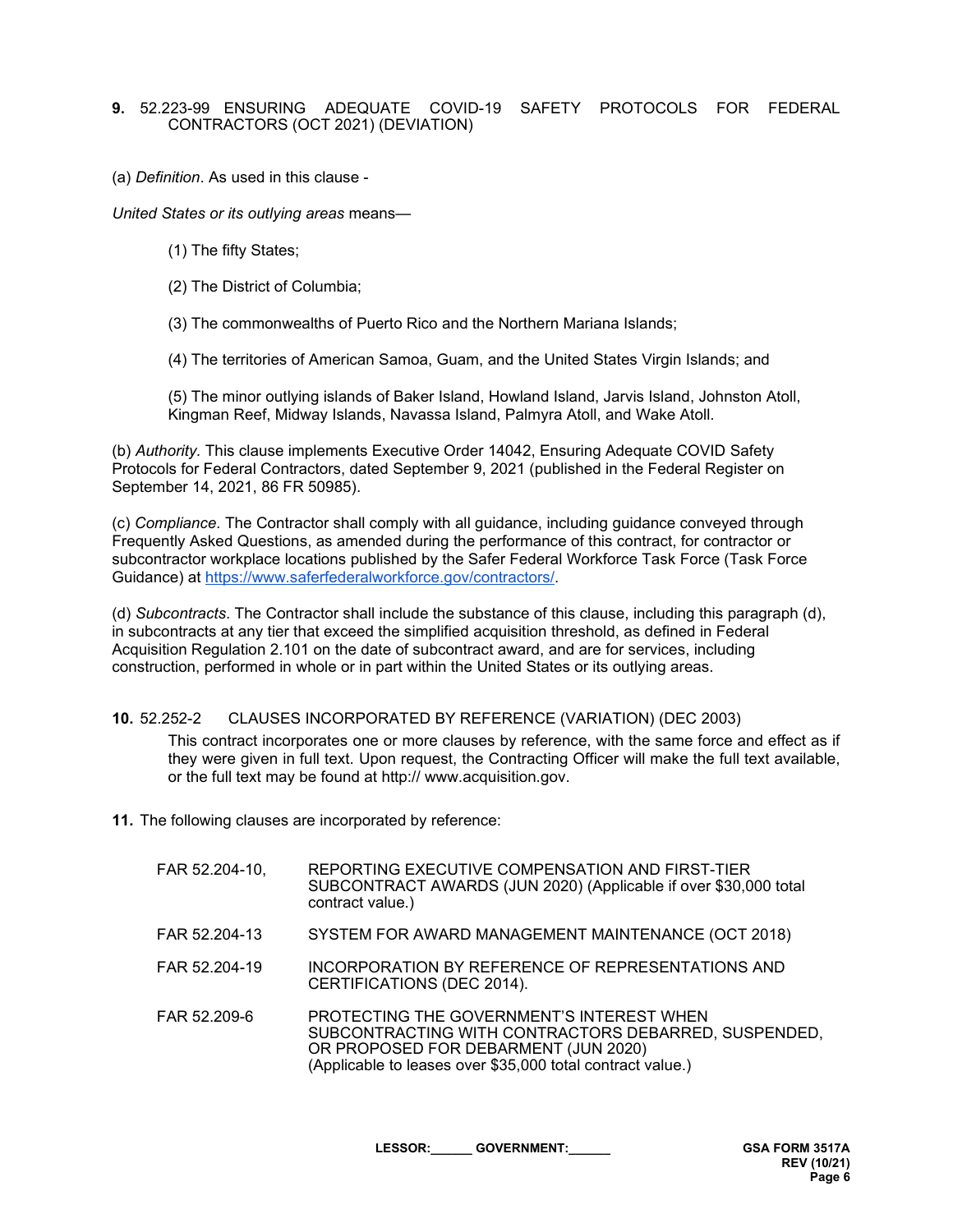**9.** 52.223-99 ENSURING ADEQUATE COVID-19 SAFETY PROTOCOLS FOR FEDERAL CONTRACTORS (OCT 2021) (DEVIATION)

(a) *Definition*. As used in this clause -

*United States or its outlying areas* means—

(1) The fifty States;

(2) The District of Columbia;

(3) The commonwealths of Puerto Rico and the Northern Mariana Islands;

(4) The territories of American Samoa, Guam, and the United States Virgin Islands; and

(5) The minor outlying islands of Baker Island, Howland Island, Jarvis Island, Johnston Atoll, Kingman Reef, Midway Islands, Navassa Island, Palmyra Atoll, and Wake Atoll.

(b) *Authority.* This clause implements Executive Order 14042, Ensuring Adequate COVID Safety Protocols for Federal Contractors, dated September 9, 2021 (published in the Federal Register on September 14, 2021, 86 FR 50985).

(c) *Compliance.* The Contractor shall comply with all guidance, including guidance conveyed through Frequently Asked Questions, as amended during the performance of this contract, for contractor or subcontractor workplace locations published by the Safer Federal Workforce Task Force (Task Force Guidance) at https://www.saferfederalworkforce.gov/contractors/.

(d) *Subcontracts*. The Contractor shall include the substance of this clause, including this paragraph (d), in subcontracts at any tier that exceed the simplified acquisition threshold, as defined in Federal Acquisition Regulation 2.101 on the date of subcontract award, and are for services, including construction, performed in whole or in part within the United States or its outlying areas.

**10.** 52.252-2 CLAUSES INCORPORATED BY REFERENCE (VARIATION) (DEC 2003)

This contract incorporates one or more clauses by reference, with the same force and effect as if they were given in full text. Upon request, the Contracting Officer will make the full text available, or the full text may be found at http:// www.acquisition.gov.

**11.** The following clauses are incorporated by reference:

| | |
|---|---|
| FAR 52.204-10, | REPORTING EXECUTIVE COMPENSATION AND FIRST-TIER SUBCONTRACT AWARDS (JUN 2020) (Applicable if over $30,000 total contract value.) |
| FAR 52.204-13 | SYSTEM FOR AWARD MANAGEMENT MAINTENANCE (OCT 2018) |
| FAR 52.204-19 | INCORPORATION BY REFERENCE OF REPRESENTATIONS AND CERTIFICATIONS (DEC 2014). |
| FAR 52.209-6 | PROTECTING THE GOVERNMENT'S INTEREST WHEN SUBCONTRACTING WITH CONTRACTORS DEBARRED, SUSPENDED, OR PROPOSED FOR DEBARMENT (JUN 2020) (Applicable to leases over $35,000 total contract value.) |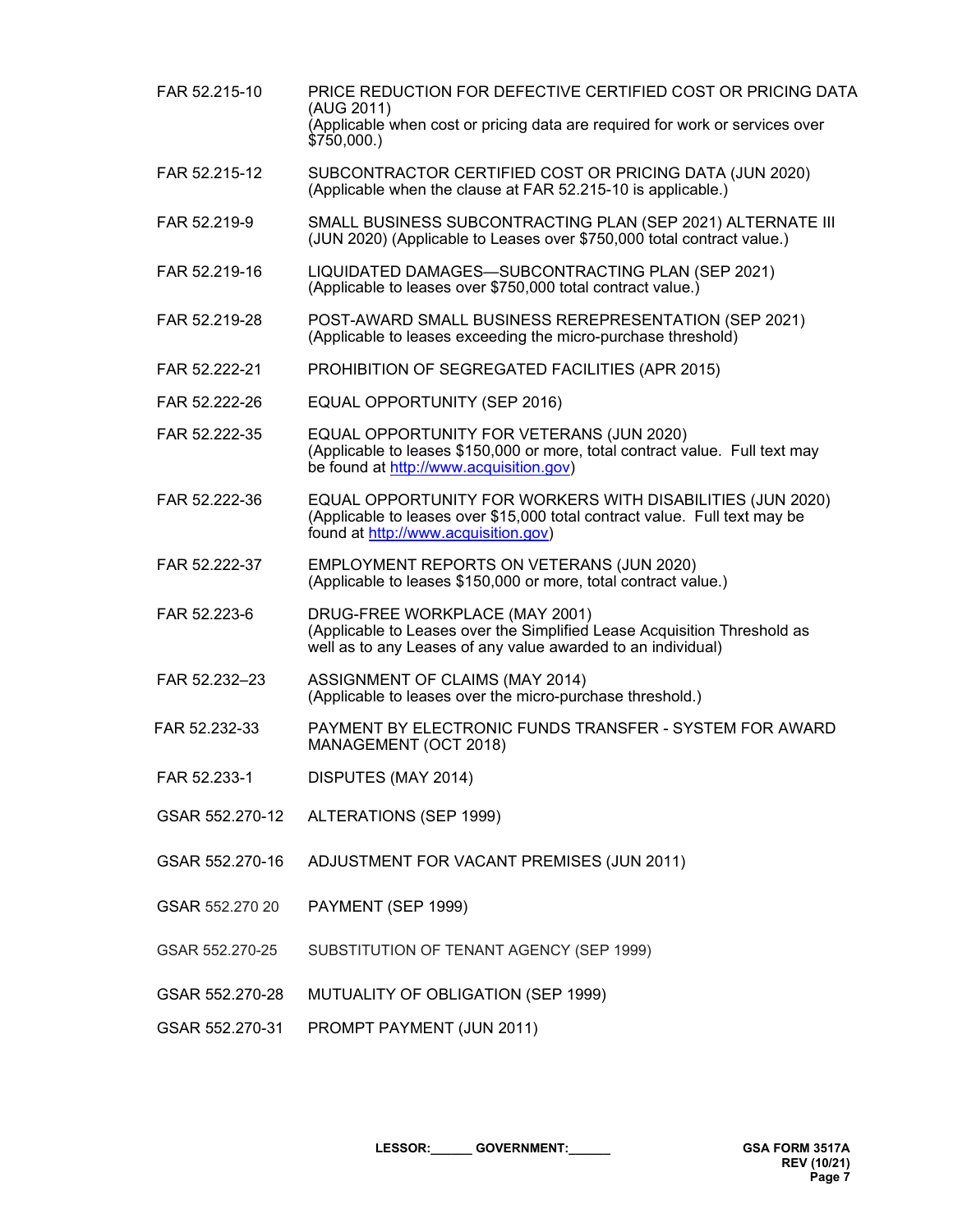| | |
|---|---|
| FAR 52.215-10 | PRICE REDUCTION FOR DEFECTIVE CERTIFIED COST OR PRICING DATA (AUG 2011) (Applicable when cost or pricing data are required for work or services over $750,000.) |
| FAR 52.215-12 | SUBCONTRACTOR CERTIFIED COST OR PRICING DATA (JUN 2020) (Applicable when the clause at FAR 52.215-10 is applicable.) |
| FAR 52.219-9 | SMALL BUSINESS SUBCONTRACTING PLAN (SEP 2021) ALTERNATE III (JUN 2020) (Applicable to Leases over $750,000 total contract value.) |
| FAR 52.219-16 | LIQUIDATED DAMAGES—SUBCONTRACTING PLAN (SEP 2021) (Applicable to leases over $750,000 total contract value.) |
| FAR 52.219-28 | POST-AWARD SMALL BUSINESS REREPRESENTATION (SEP 2021) (Applicable to leases exceeding the micro-purchase threshold) |
| FAR 52.222-21 | PROHIBITION OF SEGREGATED FACILITIES (APR 2015) |
| FAR 52.222-26 | EQUAL OPPORTUNITY (SEP 2016) |
| FAR 52.222-35 | EQUAL OPPORTUNITY FOR VETERANS (JUN 2020) (Applicable to leases $150,000 or more, total contract value. Full text may be found at [http://www.acquisition.gov](http://www.acquisition.gov)) |
| FAR 52.222-36 | EQUAL OPPORTUNITY FOR WORKERS WITH DISABILITIES (JUN 2020) (Applicable to leases over $15,000 total contract value. Full text may be found at [http://www.acquisition.gov](http://www.acquisition.gov)) |
| FAR 52.222-37 | EMPLOYMENT REPORTS ON VETERANS (JUN 2020) (Applicable to leases $150,000 or more, total contract value.) |
| FAR 52.223-6 | DRUG-FREE WORKPLACE (MAY 2001) (Applicable to Leases over the Simplified Lease Acquisition Threshold as well as to any Leases of any value awarded to an individual) |
| FAR 52.232–23 | ASSIGNMENT OF CLAIMS (MAY 2014) (Applicable to leases over the micro-purchase threshold.) |
| FAR 52.232-33 | PAYMENT BY ELECTRONIC FUNDS TRANSFER - SYSTEM FOR AWARD MANAGEMENT (OCT 2018) |
| FAR 52.233-1 | DISPUTES (MAY 2014) |
| GSAR 552.270-12 | ALTERATIONS (SEP 1999) |
| GSAR 552.270-16 | ADJUSTMENT FOR VACANT PREMISES (JUN 2011) |
| GSAR 552.270 20 | PAYMENT (SEP 1999) |
| GSAR 552.270-25 | SUBSTITUTION OF TENANT AGENCY (SEP 1999) |
| GSAR 552.270-28 | MUTUALITY OF OBLIGATION (SEP 1999) |
| GSAR 552.270-31 | PROMPT PAYMENT (JUN 2011) |

LESSOR:______ GOVERNMENT:______

GSA FORM 3517A
REV (10/21)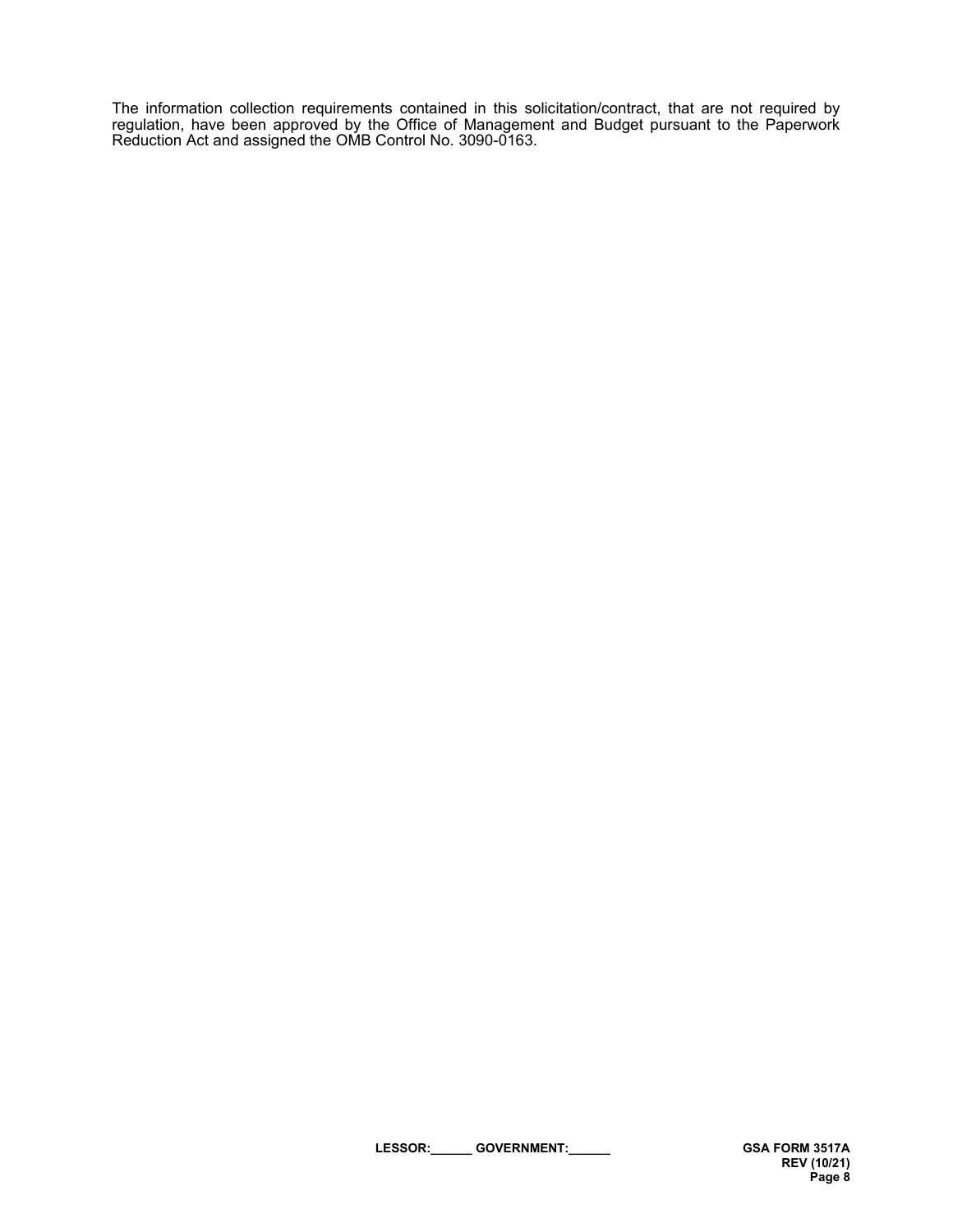The information collection requirements contained in this solicitation/contract, that are not required by regulation, have been approved by the Office of Management and Budget pursuant to the Paperwork Reduction Act and assigned the OMB Control No. 3090-0163.